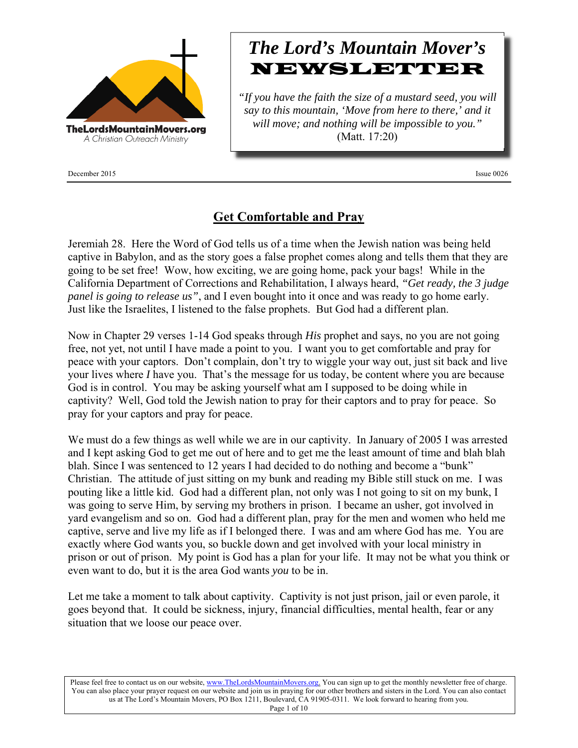TheLordsMountainMovers.org
A Christian Outreach Ministry

# *The Lord's Mountain Mover's* NEWSLETTER

*"If you have the faith the size of a mustard seed, you will say to this mountain, 'Move from here to there,' and it will move; and nothing will be impossible to you."* (Matt. 17:20)

December 2015 Issue 0026

## Get Comfortable and Pray

Jeremiah 28. Here the Word of God tells us of a time when the Jewish nation was being held captive in Babylon, and as the story goes a false prophet comes along and tells them that they are going to be set free! Wow, how exciting, we are going home, pack your bags! While in the California Department of Corrections and Rehabilitation, I always heard, *"Get ready, the 3 judge panel is going to release us"*, and I even bought into it once and was ready to go home early. Just like the Israelites, I listened to the false prophets. But God had a different plan.

Now in Chapter 29 verses 1-14 God speaks through *His* prophet and says, no you are not going free, not yet, not until I have made a point to you. I want you to get comfortable and pray for peace with your captors. Don't complain, don't try to wiggle your way out, just sit back and live your lives where *I* have you. That's the message for us today, be content where you are because God is in control. You may be asking yourself what am I supposed to be doing while in captivity? Well, God told the Jewish nation to pray for their captors and to pray for peace. So pray for your captors and pray for peace.

We must do a few things as well while we are in our captivity. In January of 2005 I was arrested and I kept asking God to get me out of here and to get me the least amount of time and blah blah blah. Since I was sentenced to 12 years I had decided to do nothing and become a "bunk" Christian. The attitude of just sitting on my bunk and reading my Bible still stuck on me. I was pouting like a little kid. God had a different plan, not only was I not going to sit on my bunk, I was going to serve Him, by serving my brothers in prison. I became an usher, got involved in yard evangelism and so on. God had a different plan, pray for the men and women who held me captive, serve and live my life as if I belonged there. I was and am where God has me. You are exactly where God wants you, so buckle down and get involved with your local ministry in prison or out of prison. My point is God has a plan for your life. It may not be what you think or even want to do, but it is the area God wants *you* to be in.

Let me take a moment to talk about captivity. Captivity is not just prison, jail or even parole, it goes beyond that. It could be sickness, injury, financial difficulties, mental health, fear or any situation that we loose our peace over.

Please feel free to contact us on our website, www.TheLordsMountainMovers.org. You can sign up to get the monthly newsletter free of charge. You can also place your prayer request on our website and join us in praying for our other brothers and sisters in the Lord. You can also contact us at The Lord's Mountain Movers, PO Box 1211, Boulevard, CA 91905-0311. We look forward to hearing from you.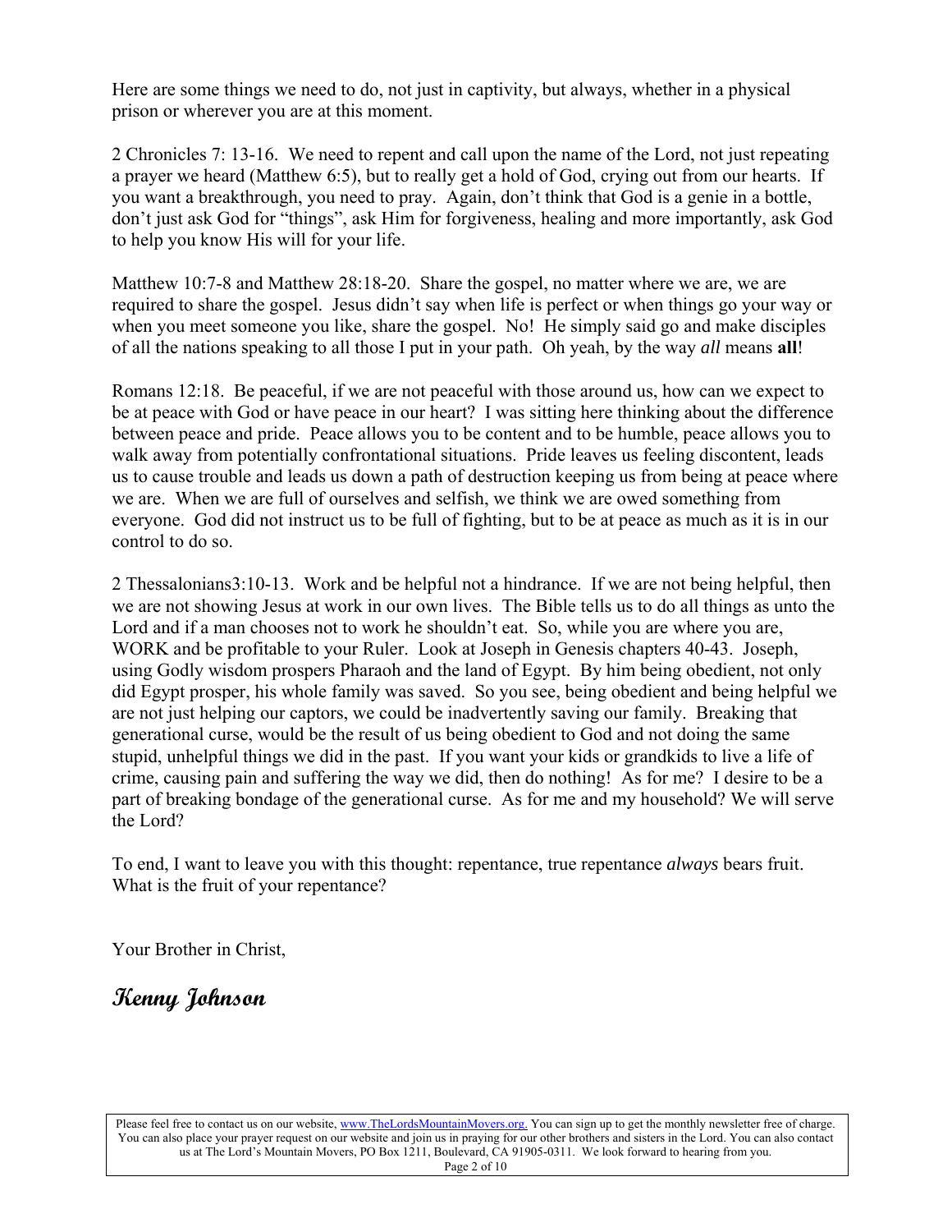Here are some things we need to do, not just in captivity, but always, whether in a physical prison or wherever you are at this moment.

2 Chronicles 7: 13-16. We need to repent and call upon the name of the Lord, not just repeating a prayer we heard (Matthew 6:5), but to really get a hold of God, crying out from our hearts. If you want a breakthrough, you need to pray. Again, don't think that God is a genie in a bottle, don't just ask God for "things", ask Him for forgiveness, healing and more importantly, ask God to help you know His will for your life.

Matthew 10:7-8 and Matthew 28:18-20. Share the gospel, no matter where we are, we are required to share the gospel. Jesus didn't say when life is perfect or when things go your way or when you meet someone you like, share the gospel. No! He simply said go and make disciples of all the nations speaking to all those I put in your path. Oh yeah, by the way *all* means **all**!

Romans 12:18. Be peaceful, if we are not peaceful with those around us, how can we expect to be at peace with God or have peace in our heart? I was sitting here thinking about the difference between peace and pride. Peace allows you to be content and to be humble, peace allows you to walk away from potentially confrontational situations. Pride leaves us feeling discontent, leads us to cause trouble and leads us down a path of destruction keeping us from being at peace where we are. When we are full of ourselves and selfish, we think we are owed something from everyone. God did not instruct us to be full of fighting, but to be at peace as much as it is in our control to do so.

2 Thessalonians3:10-13. Work and be helpful not a hindrance. If we are not being helpful, then we are not showing Jesus at work in our own lives. The Bible tells us to do all things as unto the Lord and if a man chooses not to work he shouldn't eat. So, while you are where you are, WORK and be profitable to your Ruler. Look at Joseph in Genesis chapters 40-43. Joseph, using Godly wisdom prospers Pharaoh and the land of Egypt. By him being obedient, not only did Egypt prosper, his whole family was saved. So you see, being obedient and being helpful we are not just helping our captors, we could be inadvertently saving our family. Breaking that generational curse, would be the result of us being obedient to God and not doing the same stupid, unhelpful things we did in the past. If you want your kids or grandkids to live a life of crime, causing pain and suffering the way we did, then do nothing! As for me? I desire to be a part of breaking bondage of the generational curse. As for me and my household? We will serve the Lord?

To end, I want to leave you with this thought: repentance, true repentance *always* bears fruit. What is the fruit of your repentance?

Your Brother in Christ,

**Kenny Johnson**

Please feel free to contact us on our website, www.TheLordsMountainMovers.org. You can sign up to get the monthly newsletter free of charge. You can also place your prayer request on our website and join us in praying for our other brothers and sisters in the Lord. You can also contact us at The Lord's Mountain Movers, PO Box 1211, Boulevard, CA 91905-0311. We look forward to hearing from you.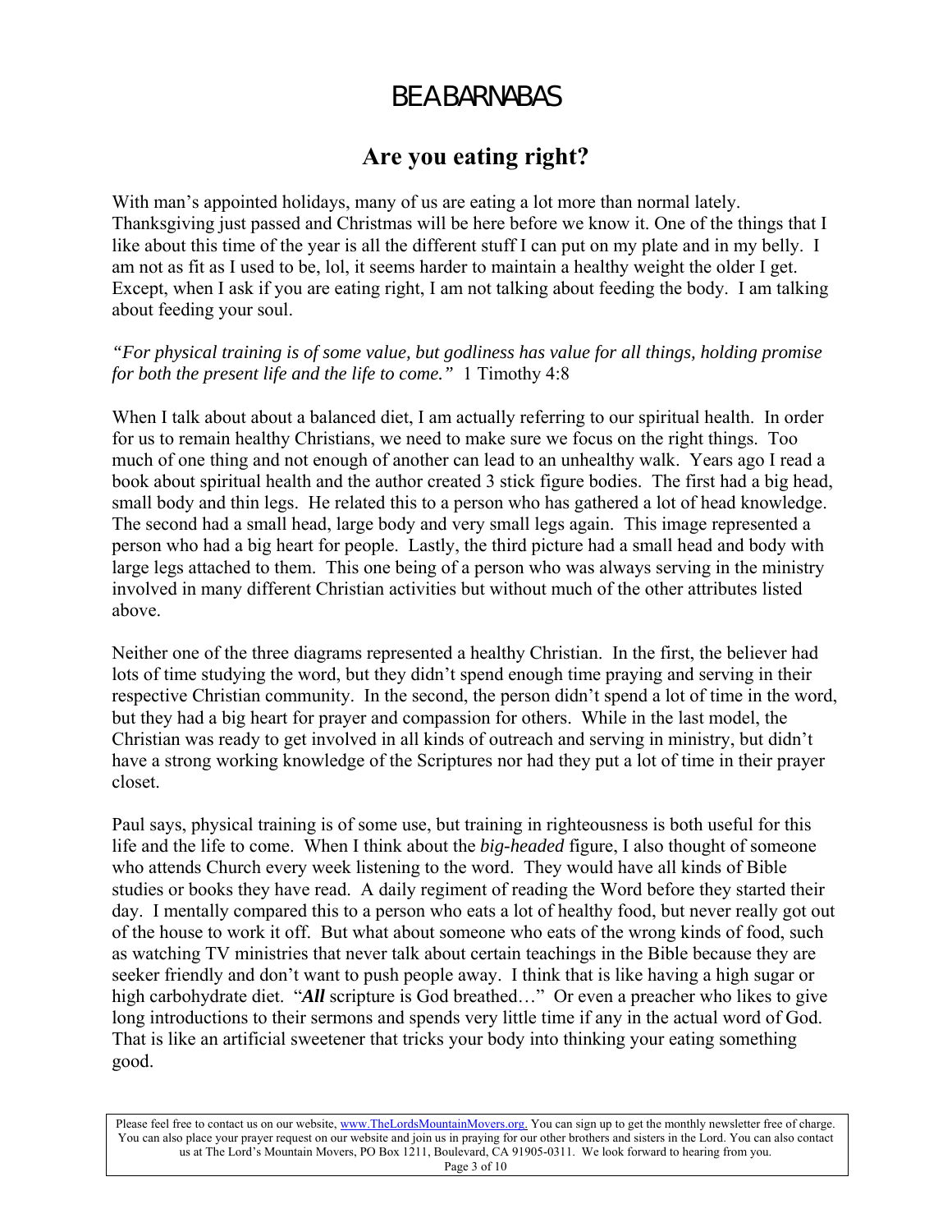# BE A BARNABAS

## Are you eating right?

With man's appointed holidays, many of us are eating a lot more than normal lately. Thanksgiving just passed and Christmas will be here before we know it. One of the things that I like about this time of the year is all the different stuff I can put on my plate and in my belly. I am not as fit as I used to be, lol, it seems harder to maintain a healthy weight the older I get. Except, when I ask if you are eating right, I am not talking about feeding the body. I am talking about feeding your soul.

*"For physical training is of some value, but godliness has value for all things, holding promise for both the present life and the life to come."* 1 Timothy 4:8

When I talk about about a balanced diet, I am actually referring to our spiritual health. In order for us to remain healthy Christians, we need to make sure we focus on the right things. Too much of one thing and not enough of another can lead to an unhealthy walk. Years ago I read a book about spiritual health and the author created 3 stick figure bodies. The first had a big head, small body and thin legs. He related this to a person who has gathered a lot of head knowledge. The second had a small head, large body and very small legs again. This image represented a person who had a big heart for people. Lastly, the third picture had a small head and body with large legs attached to them. This one being of a person who was always serving in the ministry involved in many different Christian activities but without much of the other attributes listed above.

Neither one of the three diagrams represented a healthy Christian. In the first, the believer had lots of time studying the word, but they didn't spend enough time praying and serving in their respective Christian community. In the second, the person didn't spend a lot of time in the word, but they had a big heart for prayer and compassion for others. While in the last model, the Christian was ready to get involved in all kinds of outreach and serving in ministry, but didn't have a strong working knowledge of the Scriptures nor had they put a lot of time in their prayer closet.

Paul says, physical training is of some use, but training in righteousness is both useful for this life and the life to come. When I think about the *big-headed* figure, I also thought of someone who attends Church every week listening to the word. They would have all kinds of Bible studies or books they have read. A daily regiment of reading the Word before they started their day. I mentally compared this to a person who eats a lot of healthy food, but never really got out of the house to work it off. But what about someone who eats of the wrong kinds of food, such as watching TV ministries that never talk about certain teachings in the Bible because they are seeker friendly and don't want to push people away. I think that is like having a high sugar or high carbohydrate diet. "***All*** scripture is God breathed…" Or even a preacher who likes to give long introductions to their sermons and spends very little time if any in the actual word of God. That is like an artificial sweetener that tricks your body into thinking your eating something good.

Please feel free to contact us on our website, www.TheLordsMountainMovers.org. You can sign up to get the monthly newsletter free of charge. You can also place your prayer request on our website and join us in praying for our other brothers and sisters in the Lord. You can also contact us at The Lord's Mountain Movers, PO Box 1211, Boulevard, CA 91905-0311. We look forward to hearing from you.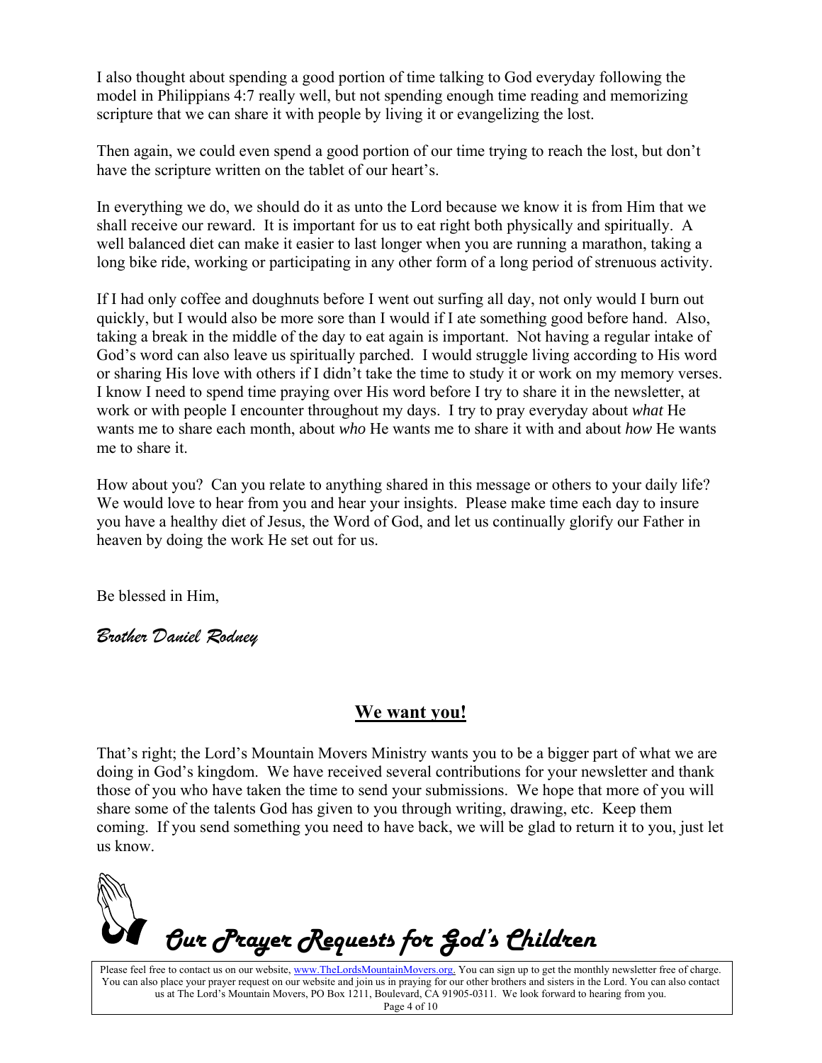I also thought about spending a good portion of time talking to God everyday following the model in Philippians 4:7 really well, but not spending enough time reading and memorizing scripture that we can share it with people by living it or evangelizing the lost.

Then again, we could even spend a good portion of our time trying to reach the lost, but don't have the scripture written on the tablet of our heart's.

In everything we do, we should do it as unto the Lord because we know it is from Him that we shall receive our reward. It is important for us to eat right both physically and spiritually. A well balanced diet can make it easier to last longer when you are running a marathon, taking a long bike ride, working or participating in any other form of a long period of strenuous activity.

If I had only coffee and doughnuts before I went out surfing all day, not only would I burn out quickly, but I would also be more sore than I would if I ate something good before hand. Also, taking a break in the middle of the day to eat again is important. Not having a regular intake of God's word can also leave us spiritually parched. I would struggle living according to His word or sharing His love with others if I didn't take the time to study it or work on my memory verses. I know I need to spend time praying over His word before I try to share it in the newsletter, at work or with people I encounter throughout my days. I try to pray everyday about *what* He wants me to share each month, about *who* He wants me to share it with and about *how* He wants me to share it.

How about you? Can you relate to anything shared in this message or others to your daily life? We would love to hear from you and hear your insights. Please make time each day to insure you have a healthy diet of Jesus, the Word of God, and let us continually glorify our Father in heaven by doing the work He set out for us.

Be blessed in Him,

*Brother Daniel Rodney*

## We want you!

That's right; the Lord's Mountain Movers Ministry wants you to be a bigger part of what we are doing in God's kingdom. We have received several contributions for your newsletter and thank those of you who have taken the time to send your submissions. We hope that more of you will share some of the talents God has given to you through writing, drawing, etc. Keep them coming. If you send something you need to have back, we will be glad to return it to you, just let us know.

## *Our Prayer Requests for God's Children*

Please feel free to contact us on our website, www.TheLordsMountainMovers.org. You can sign up to get the monthly newsletter free of charge. You can also place your prayer request on our website and join us in praying for our other brothers and sisters in the Lord. You can also contact us at The Lord's Mountain Movers, PO Box 1211, Boulevard, CA 91905-0311. We look forward to hearing from you.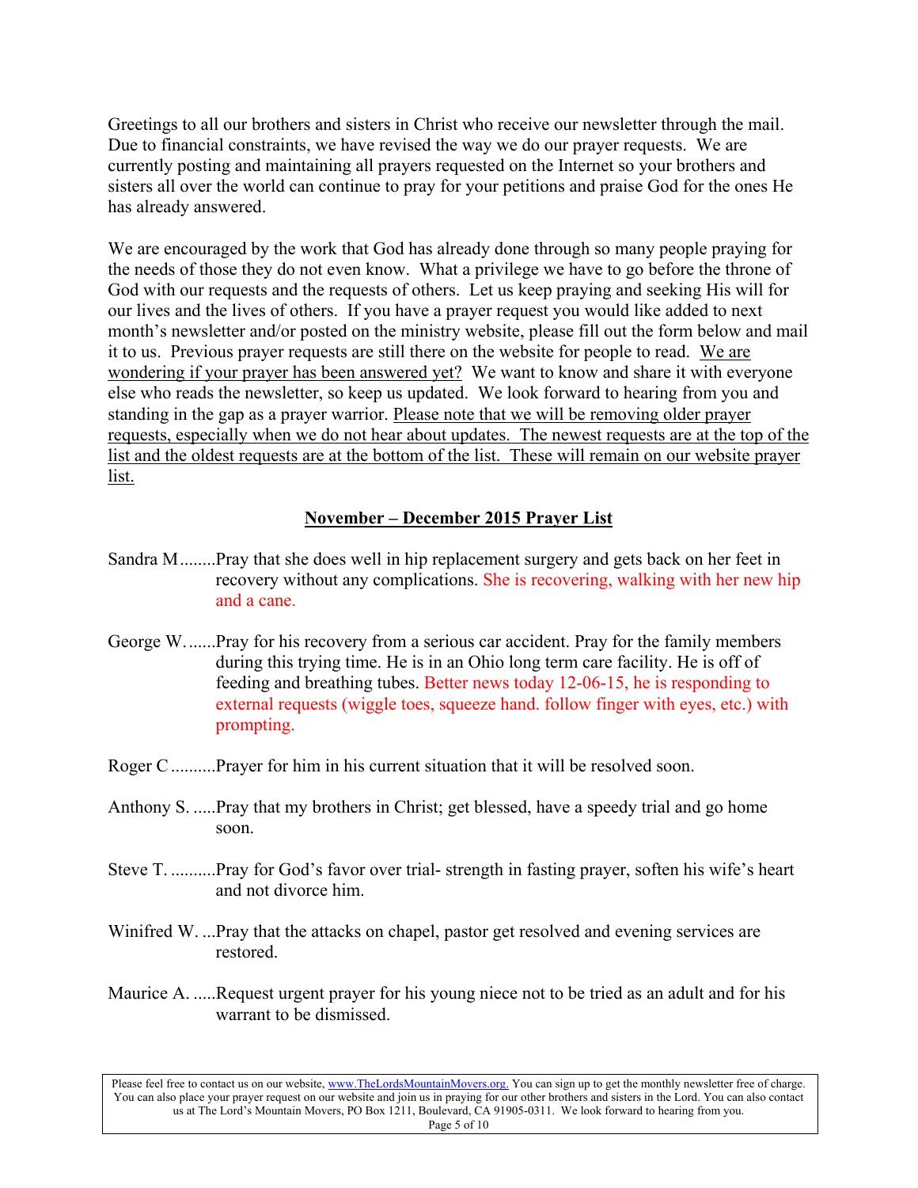Greetings to all our brothers and sisters in Christ who receive our newsletter through the mail. Due to financial constraints, we have revised the way we do our prayer requests. We are currently posting and maintaining all prayers requested on the Internet so your brothers and sisters all over the world can continue to pray for your petitions and praise God for the ones He has already answered.

We are encouraged by the work that God has already done through so many people praying for the needs of those they do not even know. What a privilege we have to go before the throne of God with our requests and the requests of others. Let us keep praying and seeking His will for our lives and the lives of others. If you have a prayer request you would like added to next month's newsletter and/or posted on the ministry website, please fill out the form below and mail it to us. Previous prayer requests are still there on the website for people to read. <u>We are wondering if your prayer has been answered yet?</u> We want to know and share it with everyone else who reads the newsletter, so keep us updated. We look forward to hearing from you and standing in the gap as a prayer warrior. <u>Please note that we will be removing older prayer requests, especially when we do not hear about updates. The newest requests are at the top of the list and the oldest requests are at the bottom of the list. These will remain on our website prayer list.</u>

## <u>November – December 2015 Prayer List</u>

Sandra M........Pray that she does well in hip replacement surgery and gets back on her feet in recovery without any complications. She is recovering, walking with her new hip and a cane.

George W.......Pray for his recovery from a serious car accident. Pray for the family members during this trying time. He is in an Ohio long term care facility. He is off of feeding and breathing tubes. Better news today 12-06-15, he is responding to external requests (wiggle toes, squeeze hand. follow finger with eyes, etc.) with prompting.

Roger C..........Prayer for him in his current situation that it will be resolved soon.

Anthony S. .....Pray that my brothers in Christ; get blessed, have a speedy trial and go home soon.

Steve T. ..........Pray for God's favor over trial- strength in fasting prayer, soften his wife's heart and not divorce him.

Winifred W. ...Pray that the attacks on chapel, pastor get resolved and evening services are restored.

Maurice A. .....Request urgent prayer for his young niece not to be tried as an adult and for his warrant to be dismissed.

Please feel free to contact us on our website, www.TheLordsMountainMovers.org. You can sign up to get the monthly newsletter free of charge. You can also place your prayer request on our website and join us in praying for our other brothers and sisters in the Lord. You can also contact us at The Lord's Mountain Movers, PO Box 1211, Boulevard, CA 91905-0311. We look forward to hearing from you.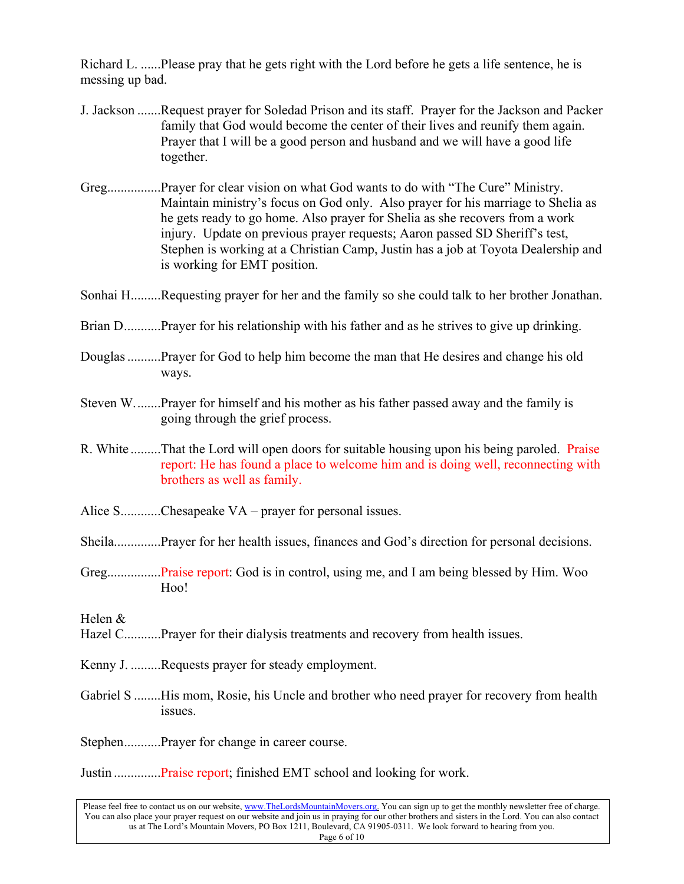Richard L. ......Please pray that he gets right with the Lord before he gets a life sentence, he is messing up bad.

J. Jackson .......Request prayer for Soledad Prison and its staff. Prayer for the Jackson and Packer family that God would become the center of their lives and reunify them again. Prayer that I will be a good person and husband and we will have a good life together.

Greg................Prayer for clear vision on what God wants to do with "The Cure" Ministry. Maintain ministry's focus on God only. Also prayer for his marriage to Shelia as he gets ready to go home. Also prayer for Shelia as she recovers from a work injury. Update on previous prayer requests; Aaron passed SD Sheriff's test, Stephen is working at a Christian Camp, Justin has a job at Toyota Dealership and is working for EMT position.

Sonhai H.........Requesting prayer for her and the family so she could talk to her brother Jonathan.

Brian D...........Prayer for his relationship with his father and as he strives to give up drinking.

Douglas ..........Prayer for God to help him become the man that He desires and change his old ways.

Steven W. .......Prayer for himself and his mother as his father passed away and the family is going through the grief process.

R. White .........That the Lord will open doors for suitable housing upon his being paroled. Praise report: He has found a place to welcome him and is doing well, reconnecting with brothers as well as family.

Alice S............Chesapeake VA – prayer for personal issues.

Sheila.............Prayer for her health issues, finances and God's direction for personal decisions.

Greg................Praise report: God is in control, using me, and I am being blessed by Him. Woo Hoo!

Helen &
Hazel C...........Prayer for their dialysis treatments and recovery from health issues.

Kenny J. .........Requests prayer for steady employment.

Gabriel S ........His mom, Rosie, his Uncle and brother who need prayer for recovery from health issues.

Stephen...........Prayer for change in career course.

Justin ..............Praise report; finished EMT school and looking for work.

Please feel free to contact us on our website, www.TheLordsMountainMovers.org. You can sign up to get the monthly newsletter free of charge. You can also place your prayer request on our website and join us in praying for our other brothers and sisters in the Lord. You can also contact us at The Lord's Mountain Movers, PO Box 1211, Boulevard, CA 91905-0311. We look forward to hearing from you.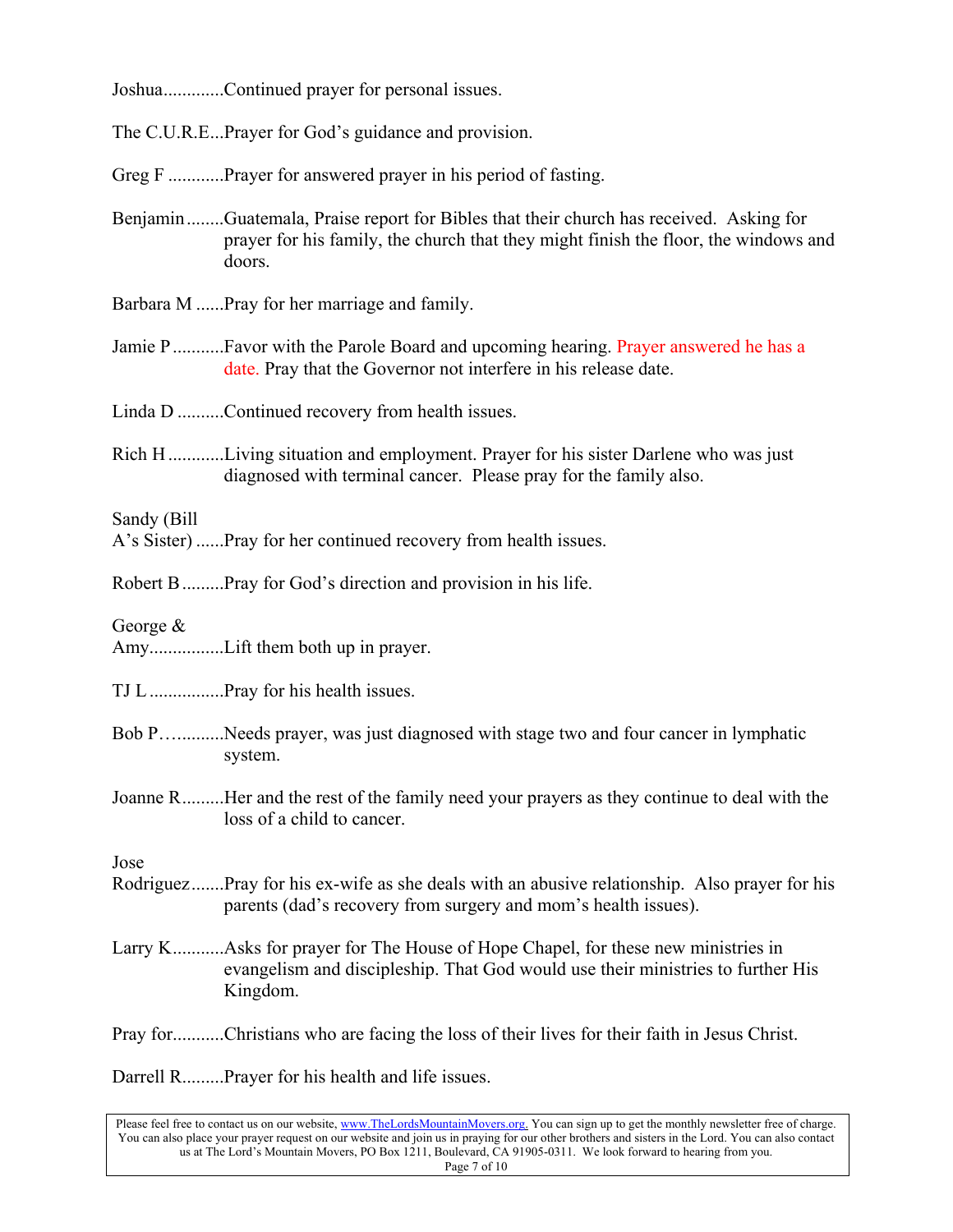Joshua............Continued prayer for personal issues.

The C.U.R.E...Prayer for God's guidance and provision.

Greg F ............Prayer for answered prayer in his period of fasting.

Benjamin........Guatemala, Praise report for Bibles that their church has received. Asking for prayer for his family, the church that they might finish the floor, the windows and doors.

Barbara M ......Pray for her marriage and family.

Jamie P ...........Favor with the Parole Board and upcoming hearing. Prayer answered he has a date. Pray that the Governor not interfere in his release date.

Linda D ..........Continued recovery from health issues.

Rich H ............Living situation and employment. Prayer for his sister Darlene who was just diagnosed with terminal cancer. Please pray for the family also.

Sandy (Bill A's Sister) ......Pray for her continued recovery from health issues.

Robert B .........Pray for God's direction and provision in his life.

George & Amy................Lift them both up in prayer.

TJ L ................Pray for his health issues.

Bob P…..........Needs prayer, was just diagnosed with stage two and four cancer in lymphatic system.

Joanne R.........Her and the rest of the family need your prayers as they continue to deal with the loss of a child to cancer.

Jose Rodriguez.......Pray for his ex-wife as she deals with an abusive relationship. Also prayer for his parents (dad's recovery from surgery and mom's health issues).

Larry K...........Asks for prayer for The House of Hope Chapel, for these new ministries in evangelism and discipleship. That God would use their ministries to further His Kingdom.

Pray for...........Christians who are facing the loss of their lives for their faith in Jesus Christ.

Darrell R.........Prayer for his health and life issues.

Please feel free to contact us on our website, www.TheLordsMountainMovers.org. You can sign up to get the monthly newsletter free of charge. You can also place your prayer request on our website and join us in praying for our other brothers and sisters in the Lord. You can also contact us at The Lord's Mountain Movers, PO Box 1211, Boulevard, CA 91905-0311. We look forward to hearing from you.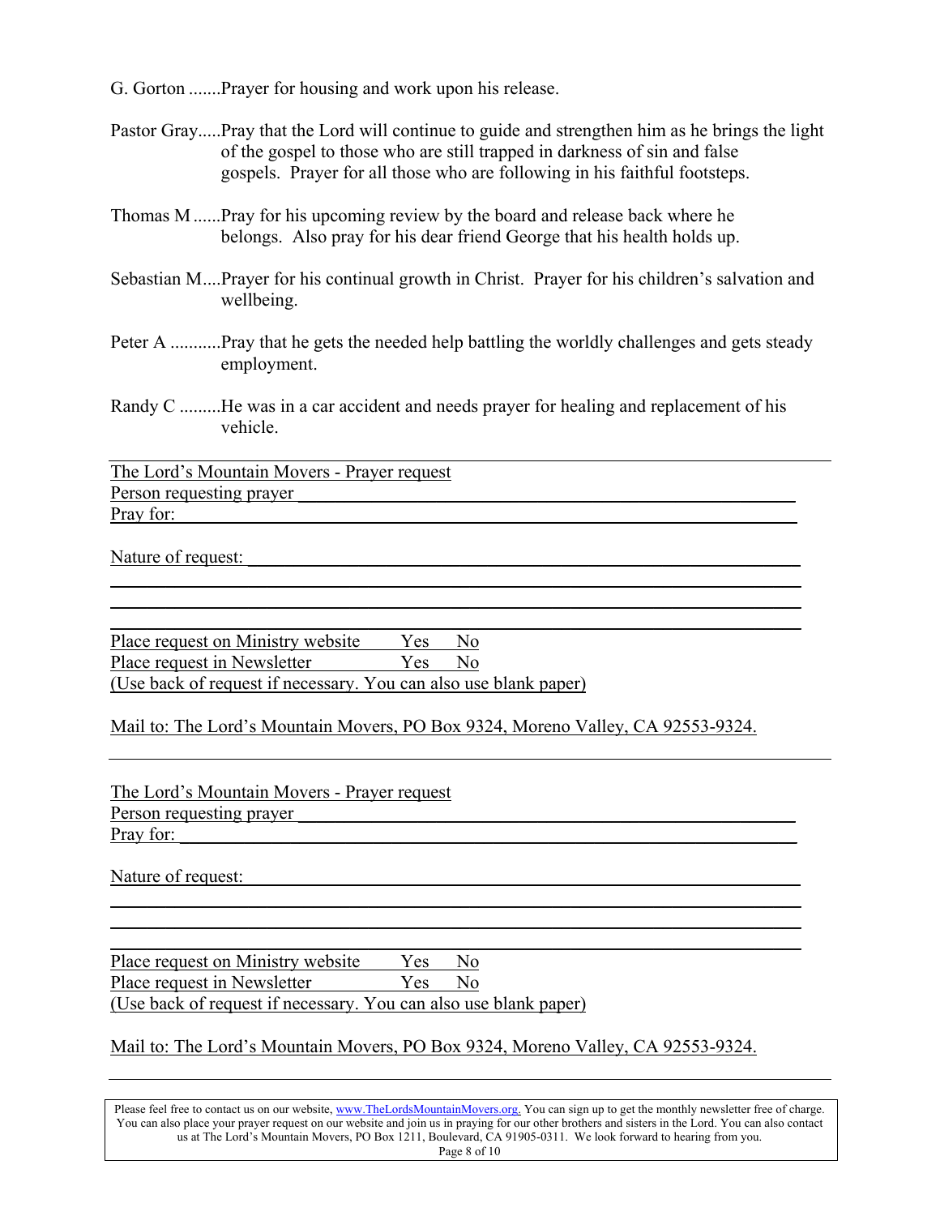G. Gorton .......Prayer for housing and work upon his release.

Pastor Gray.....Pray that the Lord will continue to guide and strengthen him as he brings the light of the gospel to those who are still trapped in darkness of sin and false gospels. Prayer for all those who are following in his faithful footsteps.

Thomas M ......Pray for his upcoming review by the board and release back where he belongs. Also pray for his dear friend George that his health holds up.

Sebastian M....Prayer for his continual growth in Christ. Prayer for his children's salvation and wellbeing.

Peter A ...........Pray that he gets the needed help battling the worldly challenges and gets steady employment.

Randy C .........He was in a car accident and needs prayer for healing and replacement of his vehicle.

---

The Lord's Mountain Movers - Prayer request
Person requesting prayer ____________________________________________
Pray for: ________________________________________________________

Nature of request: _________________________________________________
__________________________________________________________________
__________________________________________________________________
__________________________________________________________________

Place request on Ministry website    Yes    No
Place request in Newsletter    Yes    No
(Use back of request if necessary. You can also use blank paper)

Mail to: The Lord's Mountain Movers, PO Box 9324, Moreno Valley, CA 92553-9324.

---

The Lord's Mountain Movers - Prayer request
Person requesting prayer ____________________________________________
Pray for: ________________________________________________________

Nature of request: _________________________________________________
__________________________________________________________________
__________________________________________________________________
__________________________________________________________________

Place request on Ministry website    Yes    No
Place request in Newsletter    Yes    No
(Use back of request if necessary. You can also use blank paper)

Mail to: The Lord's Mountain Movers, PO Box 9324, Moreno Valley, CA 92553-9324.

---

Please feel free to contact us on our website, www.TheLordsMountainMovers.org. You can sign up to get the monthly newsletter free of charge. You can also place your prayer request on our website and join us in praying for our other brothers and sisters in the Lord. You can also contact us at The Lord's Mountain Movers, PO Box 1211, Boulevard, CA 91905-0311. We look forward to hearing from you.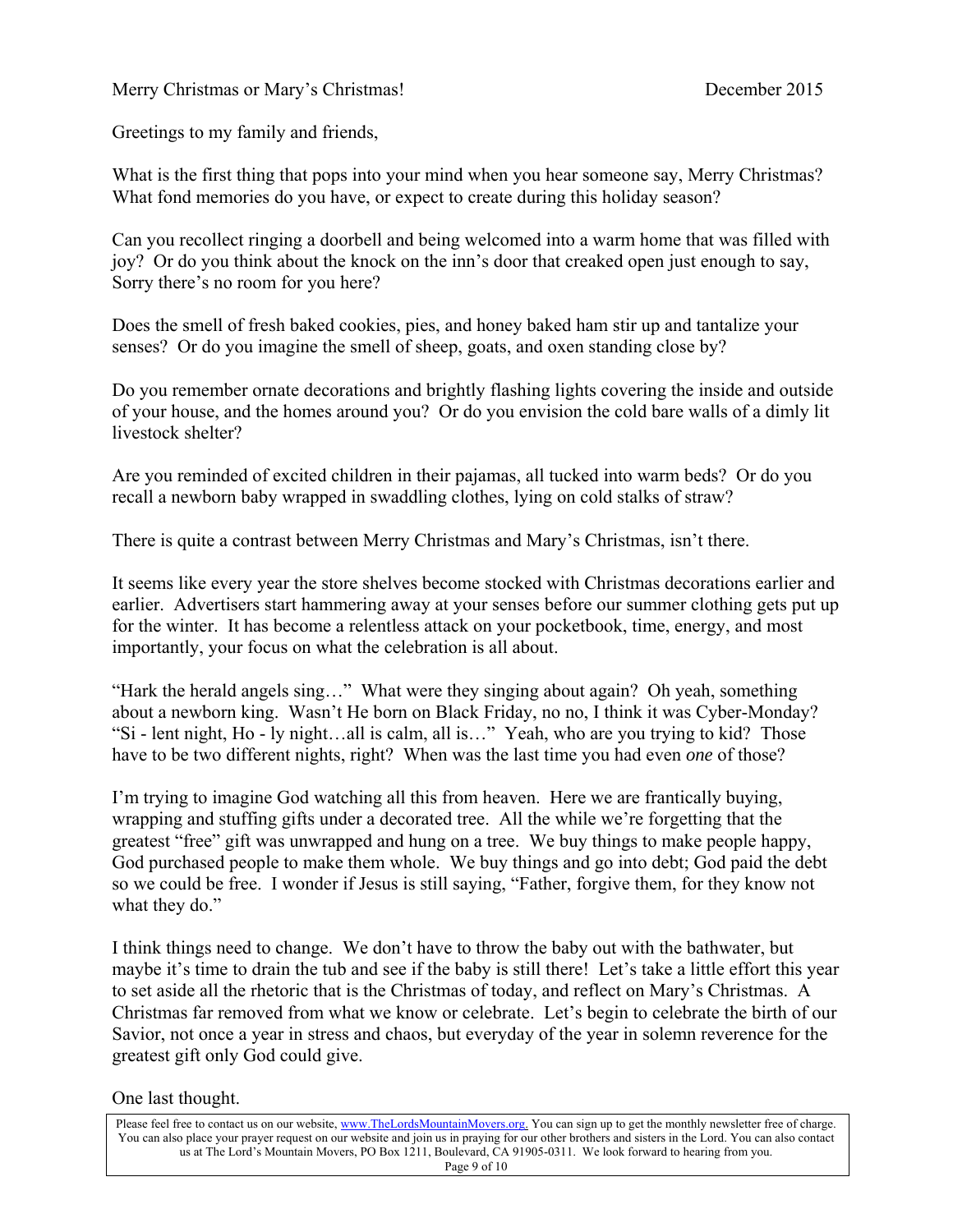Merry Christmas or Mary's Christmas! December 2015

Greetings to my family and friends,

What is the first thing that pops into your mind when you hear someone say, Merry Christmas? What fond memories do you have, or expect to create during this holiday season?

Can you recollect ringing a doorbell and being welcomed into a warm home that was filled with joy? Or do you think about the knock on the inn's door that creaked open just enough to say, Sorry there's no room for you here?

Does the smell of fresh baked cookies, pies, and honey baked ham stir up and tantalize your senses? Or do you imagine the smell of sheep, goats, and oxen standing close by?

Do you remember ornate decorations and brightly flashing lights covering the inside and outside of your house, and the homes around you? Or do you envision the cold bare walls of a dimly lit livestock shelter?

Are you reminded of excited children in their pajamas, all tucked into warm beds? Or do you recall a newborn baby wrapped in swaddling clothes, lying on cold stalks of straw?

There is quite a contrast between Merry Christmas and Mary's Christmas, isn't there.

It seems like every year the store shelves become stocked with Christmas decorations earlier and earlier. Advertisers start hammering away at your senses before our summer clothing gets put up for the winter. It has become a relentless attack on your pocketbook, time, energy, and most importantly, your focus on what the celebration is all about.

"Hark the herald angels sing…" What were they singing about again? Oh yeah, something about a newborn king. Wasn't He born on Black Friday, no no, I think it was Cyber-Monday? "Si - lent night, Ho - ly night…all is calm, all is…" Yeah, who are you trying to kid? Those have to be two different nights, right? When was the last time you had even *one* of those?

I'm trying to imagine God watching all this from heaven. Here we are frantically buying, wrapping and stuffing gifts under a decorated tree. All the while we're forgetting that the greatest "free" gift was unwrapped and hung on a tree. We buy things to make people happy, God purchased people to make them whole. We buy things and go into debt; God paid the debt so we could be free. I wonder if Jesus is still saying, "Father, forgive them, for they know not what they do."

I think things need to change. We don't have to throw the baby out with the bathwater, but maybe it's time to drain the tub and see if the baby is still there! Let's take a little effort this year to set aside all the rhetoric that is the Christmas of today, and reflect on Mary's Christmas. A Christmas far removed from what we know or celebrate. Let's begin to celebrate the birth of our Savior, not once a year in stress and chaos, but everyday of the year in solemn reverence for the greatest gift only God could give.

One last thought.

Please feel free to contact us on our website, www.TheLordsMountainMovers.org. You can sign up to get the monthly newsletter free of charge. You can also place your prayer request on our website and join us in praying for our other brothers and sisters in the Lord. You can also contact us at The Lord's Mountain Movers, PO Box 1211, Boulevard, CA 91905-0311. We look forward to hearing from you.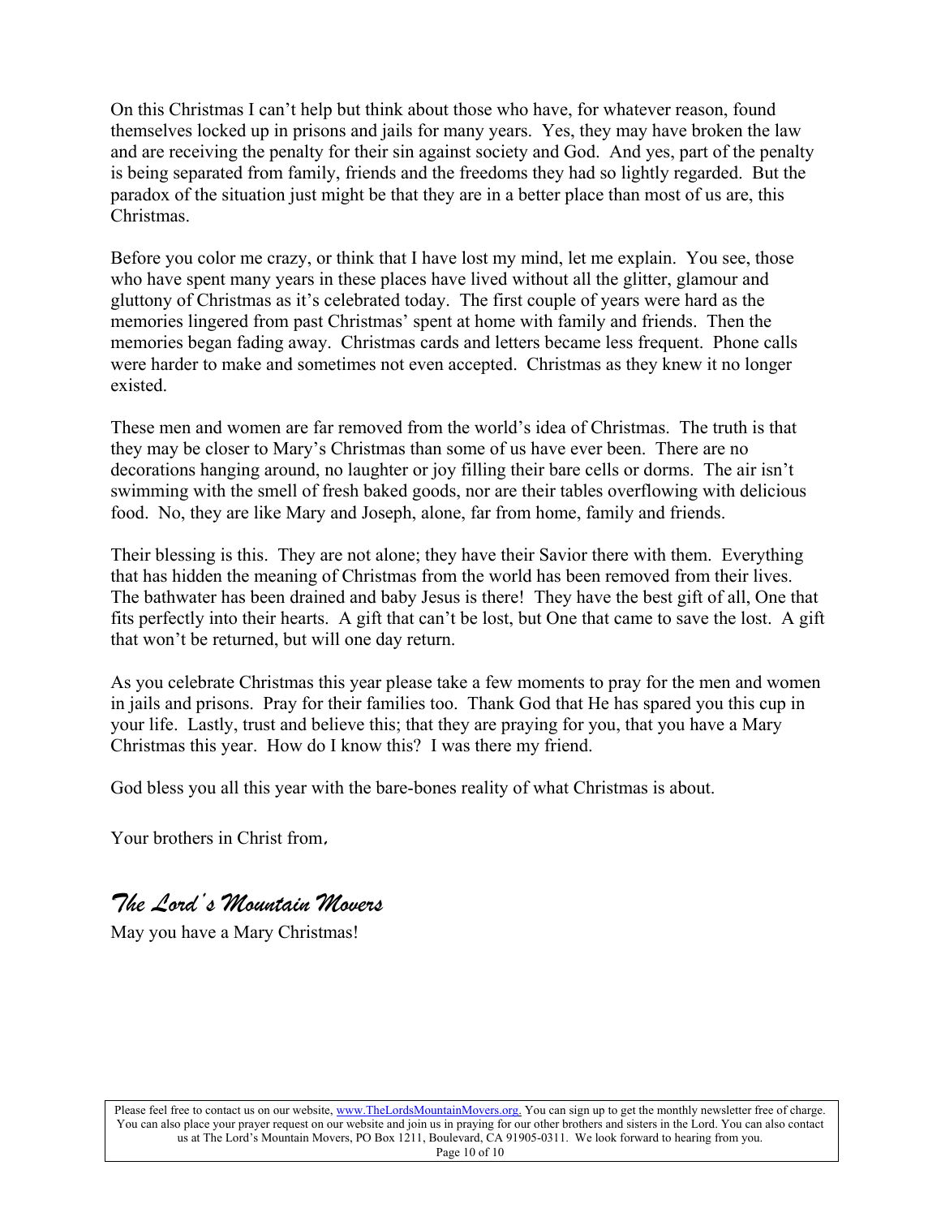On this Christmas I can't help but think about those who have, for whatever reason, found themselves locked up in prisons and jails for many years. Yes, they may have broken the law and are receiving the penalty for their sin against society and God. And yes, part of the penalty is being separated from family, friends and the freedoms they had so lightly regarded. But the paradox of the situation just might be that they are in a better place than most of us are, this Christmas.

Before you color me crazy, or think that I have lost my mind, let me explain. You see, those who have spent many years in these places have lived without all the glitter, glamour and gluttony of Christmas as it's celebrated today. The first couple of years were hard as the memories lingered from past Christmas' spent at home with family and friends. Then the memories began fading away. Christmas cards and letters became less frequent. Phone calls were harder to make and sometimes not even accepted. Christmas as they knew it no longer existed.

These men and women are far removed from the world's idea of Christmas. The truth is that they may be closer to Mary's Christmas than some of us have ever been. There are no decorations hanging around, no laughter or joy filling their bare cells or dorms. The air isn't swimming with the smell of fresh baked goods, nor are their tables overflowing with delicious food. No, they are like Mary and Joseph, alone, far from home, family and friends.

Their blessing is this. They are not alone; they have their Savior there with them. Everything that has hidden the meaning of Christmas from the world has been removed from their lives. The bathwater has been drained and baby Jesus is there! They have the best gift of all, One that fits perfectly into their hearts. A gift that can't be lost, but One that came to save the lost. A gift that won't be returned, but will one day return.

As you celebrate Christmas this year please take a few moments to pray for the men and women in jails and prisons. Pray for their families too. Thank God that He has spared you this cup in your life. Lastly, trust and believe this; that they are praying for you, that you have a Mary Christmas this year. How do I know this? I was there my friend.

God bless you all this year with the bare-bones reality of what Christmas is about.

Your brothers in Christ from,

*The Lord's Mountain Movers*

May you have a Mary Christmas!

Please feel free to contact us on our website, www.TheLordsMountainMovers.org. You can sign up to get the monthly newsletter free of charge. You can also place your prayer request on our website and join us in praying for our other brothers and sisters in the Lord. You can also contact us at The Lord's Mountain Movers, PO Box 1211, Boulevard, CA 91905-0311. We look forward to hearing from you.